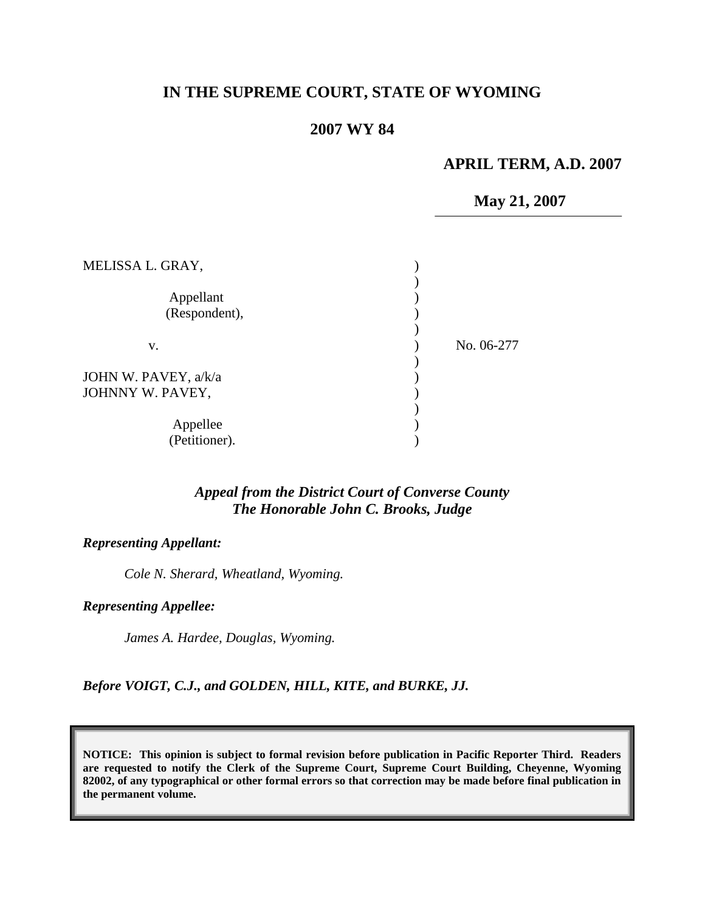# IN THE SUPREME COURT, STATE OF WYOMING

## 2007 WY 84

**APRIL TERM, A.D. 2007**

**May 21, 2007**

MELISSA L. GRAY,

Appellant
(Respondent),

v.

JOHN W. PAVEY, a/k/a
JOHNNY W. PAVEY,

Appellee
(Petitioner).

No. 06-277

***Appeal from the District Court of Converse County***
***The Honorable John C. Brooks, Judge***

***Representing Appellant:***

*Cole N. Sherard, Wheatland, Wyoming.*

***Representing Appellee:***

*James A. Hardee, Douglas, Wyoming.*

***Before VOIGT, C.J., and GOLDEN, HILL, KITE, and BURKE, JJ.***

**NOTICE: This opinion is subject to formal revision before publication in Pacific Reporter Third. Readers are requested to notify the Clerk of the Supreme Court, Supreme Court Building, Cheyenne, Wyoming 82002, of any typographical or other formal errors so that correction may be made before final publication in the permanent volume.**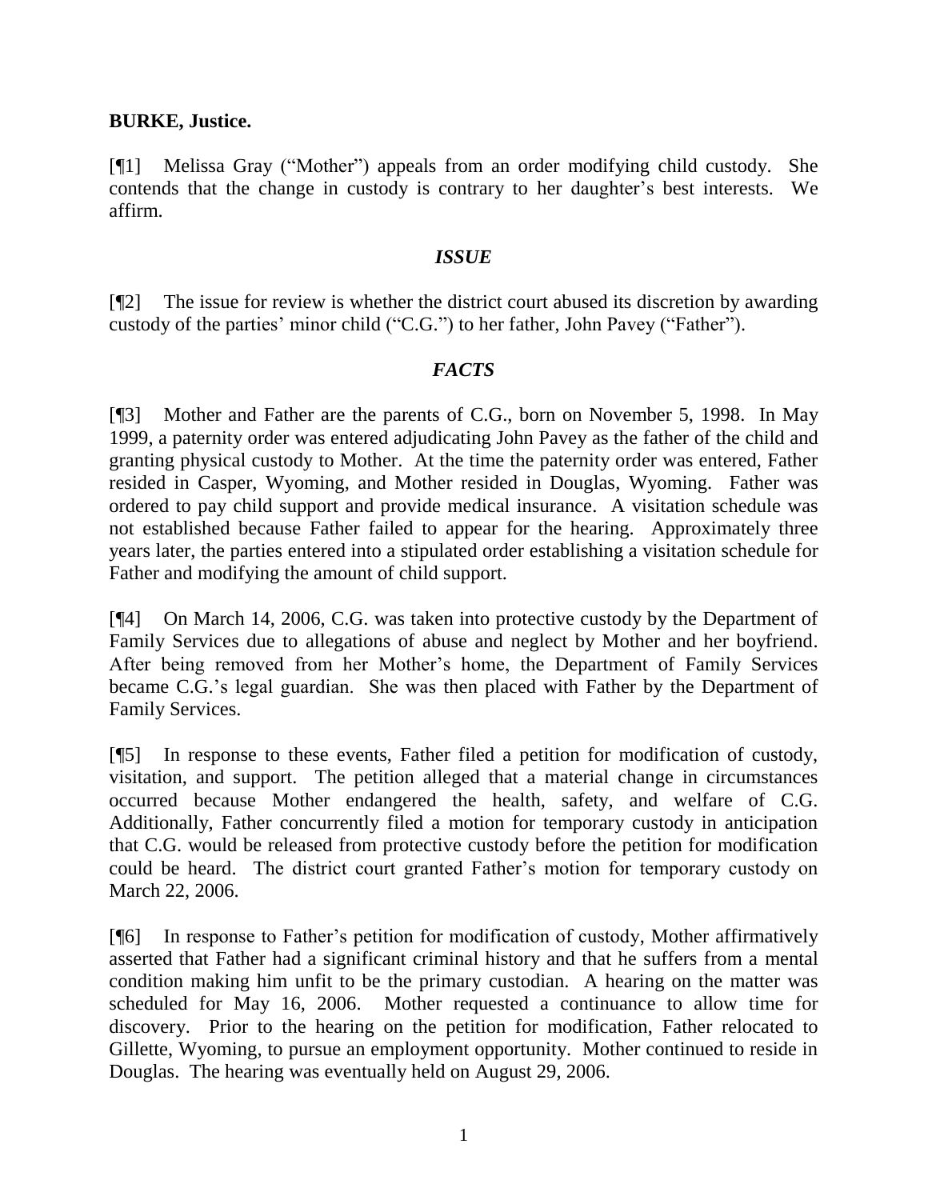**BURKE, Justice.**

[¶1] Melissa Gray ("Mother") appeals from an order modifying child custody. She contends that the change in custody is contrary to her daughter's best interests. We affirm.

## *ISSUE*

[¶2] The issue for review is whether the district court abused its discretion by awarding custody of the parties' minor child ("C.G.") to her father, John Pavey ("Father").

## *FACTS*

[¶3] Mother and Father are the parents of C.G., born on November 5, 1998. In May 1999, a paternity order was entered adjudicating John Pavey as the father of the child and granting physical custody to Mother. At the time the paternity order was entered, Father resided in Casper, Wyoming, and Mother resided in Douglas, Wyoming. Father was ordered to pay child support and provide medical insurance. A visitation schedule was not established because Father failed to appear for the hearing. Approximately three years later, the parties entered into a stipulated order establishing a visitation schedule for Father and modifying the amount of child support.

[¶4] On March 14, 2006, C.G. was taken into protective custody by the Department of Family Services due to allegations of abuse and neglect by Mother and her boyfriend. After being removed from her Mother's home, the Department of Family Services became C.G.'s legal guardian. She was then placed with Father by the Department of Family Services.

[¶5] In response to these events, Father filed a petition for modification of custody, visitation, and support. The petition alleged that a material change in circumstances occurred because Mother endangered the health, safety, and welfare of C.G. Additionally, Father concurrently filed a motion for temporary custody in anticipation that C.G. would be released from protective custody before the petition for modification could be heard. The district court granted Father's motion for temporary custody on March 22, 2006.

[¶6] In response to Father's petition for modification of custody, Mother affirmatively asserted that Father had a significant criminal history and that he suffers from a mental condition making him unfit to be the primary custodian. A hearing on the matter was scheduled for May 16, 2006. Mother requested a continuance to allow time for discovery. Prior to the hearing on the petition for modification, Father relocated to Gillette, Wyoming, to pursue an employment opportunity. Mother continued to reside in Douglas. The hearing was eventually held on August 29, 2006.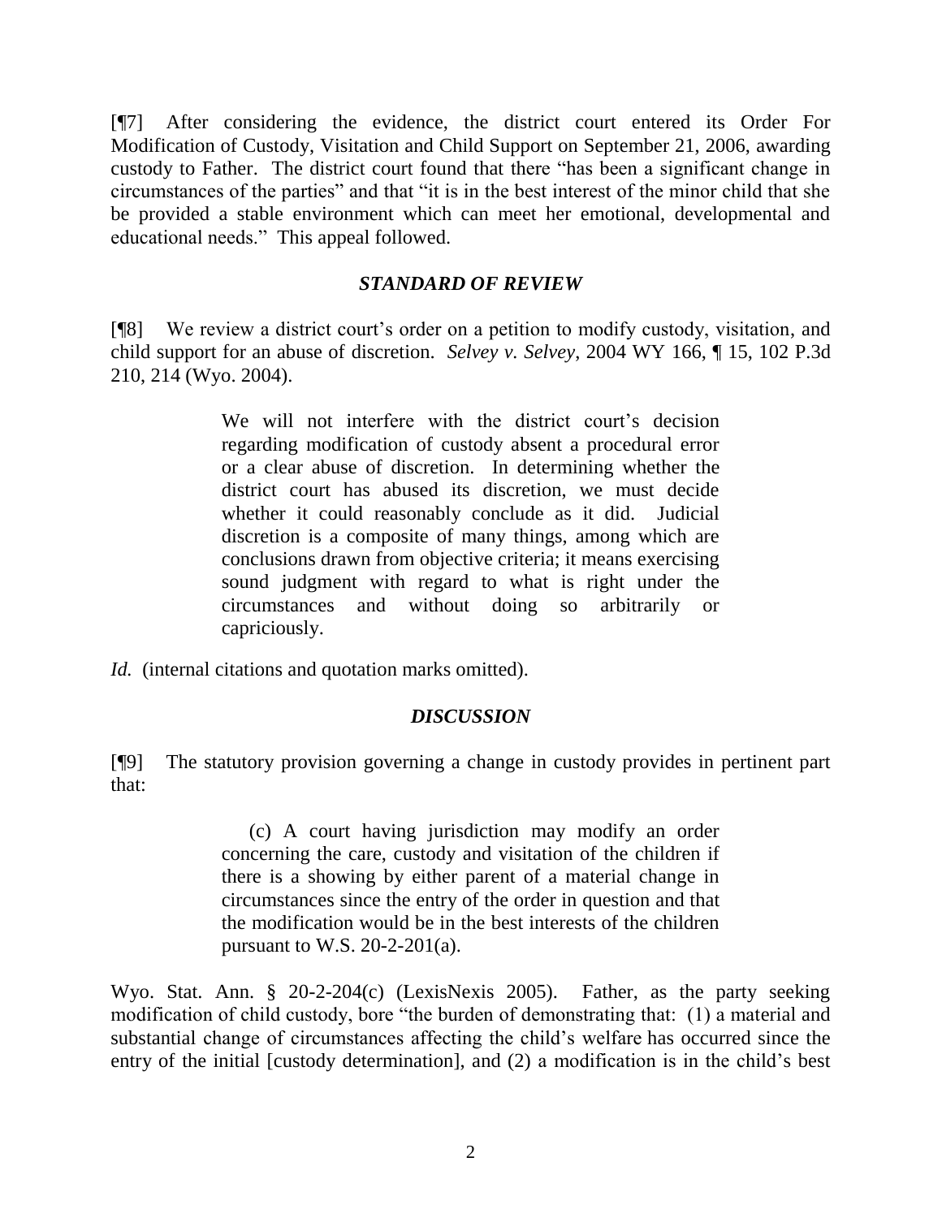[¶7] After considering the evidence, the district court entered its Order For Modification of Custody, Visitation and Child Support on September 21, 2006, awarding custody to Father. The district court found that there "has been a significant change in circumstances of the parties" and that "it is in the best interest of the minor child that she be provided a stable environment which can meet her emotional, developmental and educational needs." This appeal followed.

### *STANDARD OF REVIEW*

[¶8] We review a district court's order on a petition to modify custody, visitation, and child support for an abuse of discretion. *Selvey v. Selvey*, 2004 WY 166, ¶ 15, 102 P.3d 210, 214 (Wyo. 2004).

> We will not interfere with the district court's decision regarding modification of custody absent a procedural error or a clear abuse of discretion. In determining whether the district court has abused its discretion, we must decide whether it could reasonably conclude as it did. Judicial discretion is a composite of many things, among which are conclusions drawn from objective criteria; it means exercising sound judgment with regard to what is right under the circumstances and without doing so arbitrarily or capriciously.

*Id.* (internal citations and quotation marks omitted).

### *DISCUSSION*

[¶9] The statutory provision governing a change in custody provides in pertinent part that:

> (c) A court having jurisdiction may modify an order concerning the care, custody and visitation of the children if there is a showing by either parent of a material change in circumstances since the entry of the order in question and that the modification would be in the best interests of the children pursuant to W.S. 20-2-201(a).

Wyo. Stat. Ann. § 20-2-204(c) (LexisNexis 2005). Father, as the party seeking modification of child custody, bore "the burden of demonstrating that: (1) a material and substantial change of circumstances affecting the child's welfare has occurred since the entry of the initial [custody determination], and (2) a modification is in the child's best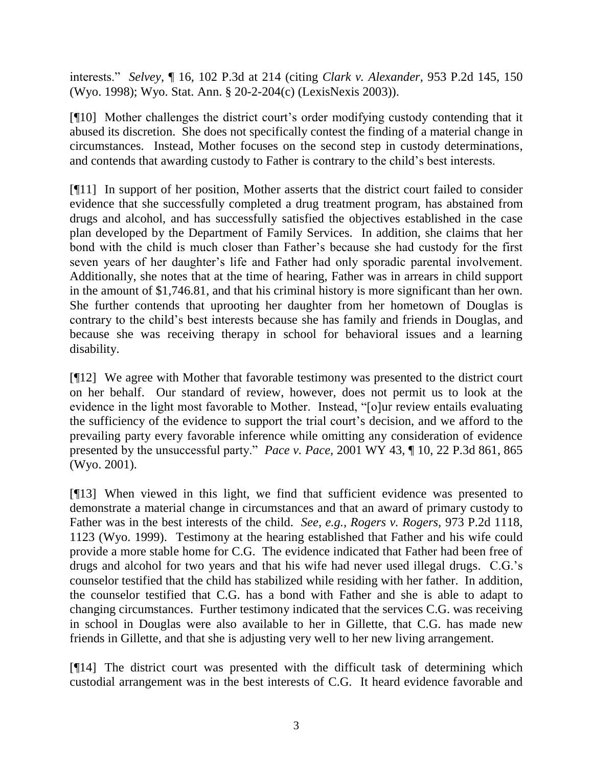interests." *Selvey*, ¶ 16, 102 P.3d at 214 (citing *Clark v. Alexander*, 953 P.2d 145, 150 (Wyo. 1998); Wyo. Stat. Ann. § 20-2-204(c) (LexisNexis 2003)).

[¶10] Mother challenges the district court's order modifying custody contending that it abused its discretion. She does not specifically contest the finding of a material change in circumstances. Instead, Mother focuses on the second step in custody determinations, and contends that awarding custody to Father is contrary to the child's best interests.

[¶11] In support of her position, Mother asserts that the district court failed to consider evidence that she successfully completed a drug treatment program, has abstained from drugs and alcohol, and has successfully satisfied the objectives established in the case plan developed by the Department of Family Services. In addition, she claims that her bond with the child is much closer than Father's because she had custody for the first seven years of her daughter's life and Father had only sporadic parental involvement. Additionally, she notes that at the time of hearing, Father was in arrears in child support in the amount of $1,746.81, and that his criminal history is more significant than her own. She further contends that uprooting her daughter from her hometown of Douglas is contrary to the child's best interests because she has family and friends in Douglas, and because she was receiving therapy in school for behavioral issues and a learning disability.

[¶12] We agree with Mother that favorable testimony was presented to the district court on her behalf. Our standard of review, however, does not permit us to look at the evidence in the light most favorable to Mother. Instead, "[o]ur review entails evaluating the sufficiency of the evidence to support the trial court's decision, and we afford to the prevailing party every favorable inference while omitting any consideration of evidence presented by the unsuccessful party." *Pace v. Pace*, 2001 WY 43, ¶ 10, 22 P.3d 861, 865 (Wyo. 2001).

[¶13] When viewed in this light, we find that sufficient evidence was presented to demonstrate a material change in circumstances and that an award of primary custody to Father was in the best interests of the child. *See, e.g., Rogers v. Rogers*, 973 P.2d 1118, 1123 (Wyo. 1999). Testimony at the hearing established that Father and his wife could provide a more stable home for C.G. The evidence indicated that Father had been free of drugs and alcohol for two years and that his wife had never used illegal drugs. C.G.'s counselor testified that the child has stabilized while residing with her father. In addition, the counselor testified that C.G. has a bond with Father and she is able to adapt to changing circumstances. Further testimony indicated that the services C.G. was receiving in school in Douglas were also available to her in Gillette, that C.G. has made new friends in Gillette, and that she is adjusting very well to her new living arrangement.

[¶14] The district court was presented with the difficult task of determining which custodial arrangement was in the best interests of C.G. It heard evidence favorable and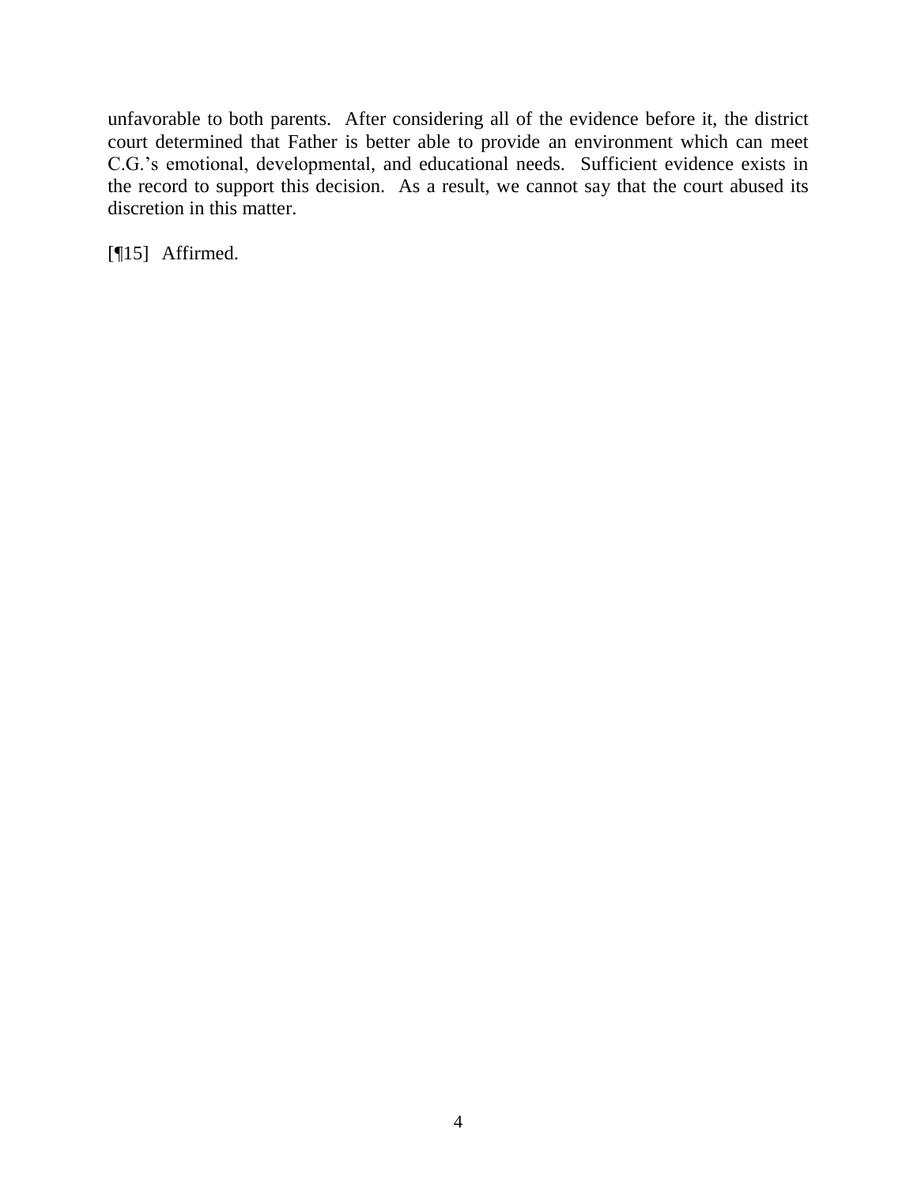unfavorable to both parents. After considering all of the evidence before it, the district court determined that Father is better able to provide an environment which can meet C.G.'s emotional, developmental, and educational needs. Sufficient evidence exists in the record to support this decision. As a result, we cannot say that the court abused its discretion in this matter.

[¶15] Affirmed.